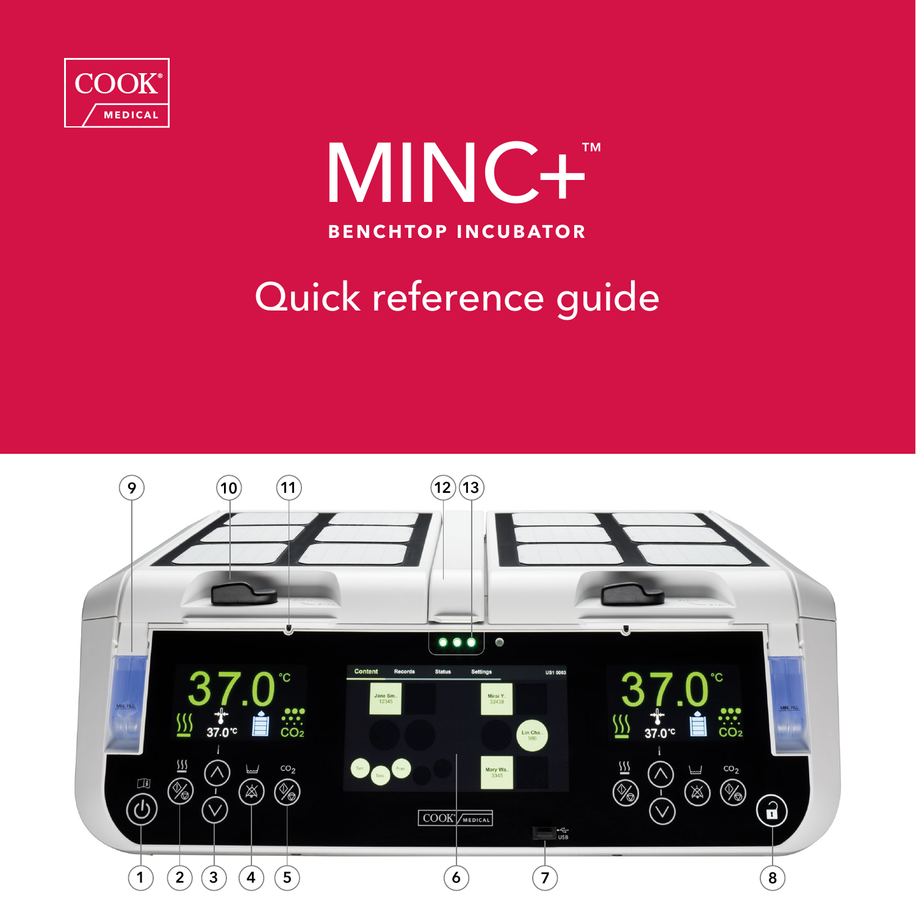COOK® MEDICAL

# MINC+™

## BENCHTOP INCUBATOR

# Quick reference guide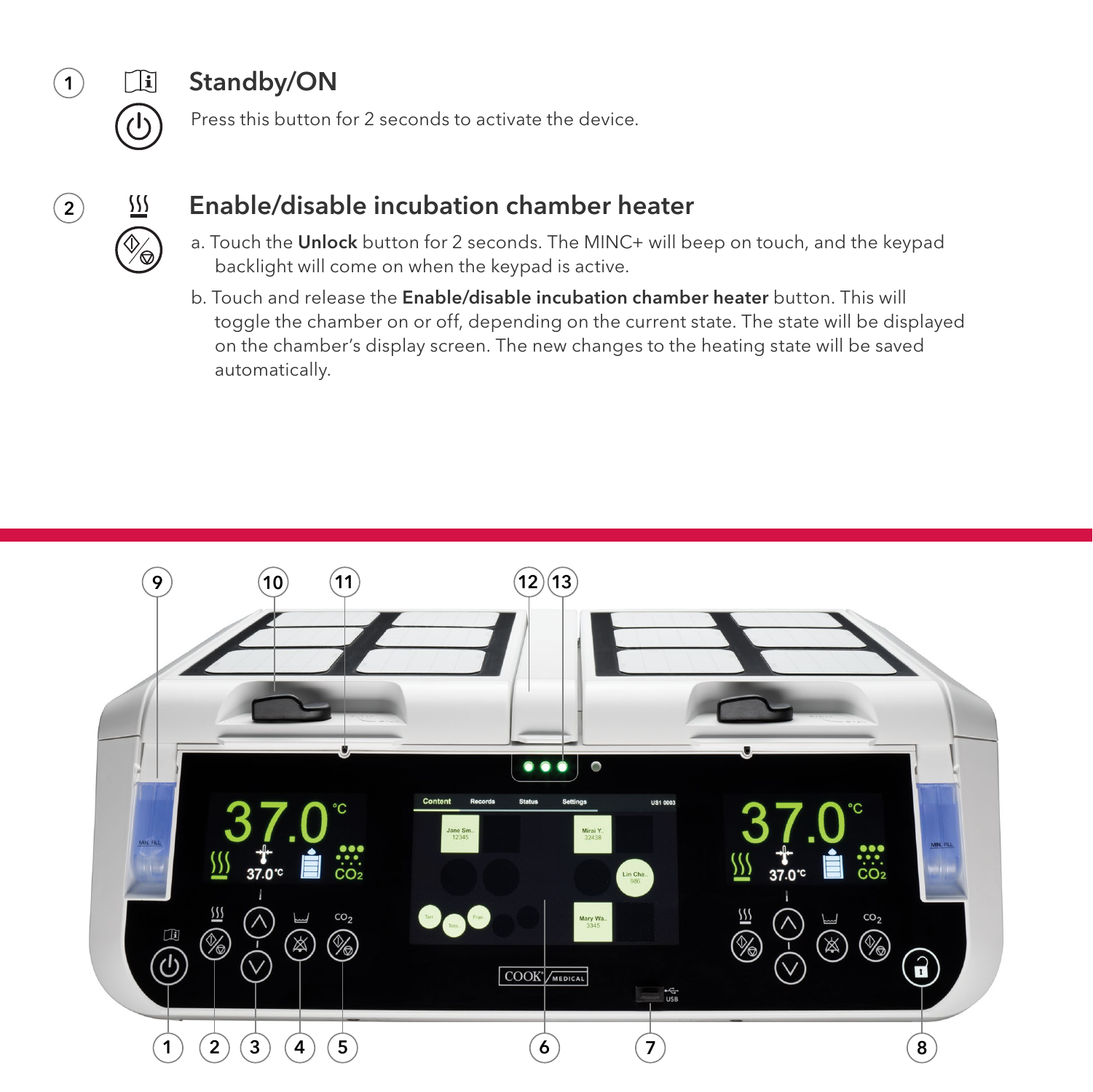1 Standby/ON

Press this button for 2 seconds to activate the device.

2 Enable/disable incubation chamber heater

a. Touch the **Unlock** button for 2 seconds. The MINC+ will beep on touch, and the keypad backlight will come on when the keypad is active.

b. Touch and release the **Enable/disable incubation chamber heater** button. This will toggle the chamber on or off, depending on the current state. The state will be displayed on the chamber's display screen. The new changes to the heating state will be saved automatically.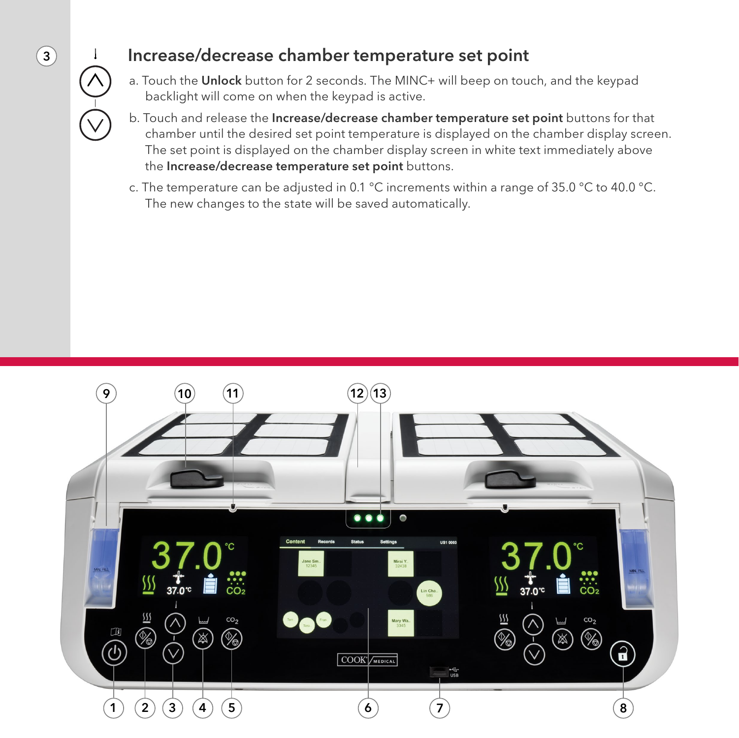## Increase/decrease chamber temperature set point

a. Touch the **Unlock** button for 2 seconds. The MINC+ will beep on touch, and the keypad backlight will come on when the keypad is active.

b. Touch and release the **Increase/decrease chamber temperature set point** buttons for that chamber until the desired set point temperature is displayed on the chamber display screen. The set point is displayed on the chamber display screen in white text immediately above the **Increase/decrease temperature set point** buttons.

c. The temperature can be adjusted in 0.1 °C increments within a range of 35.0 °C to 40.0 °C. The new changes to the state will be saved automatically.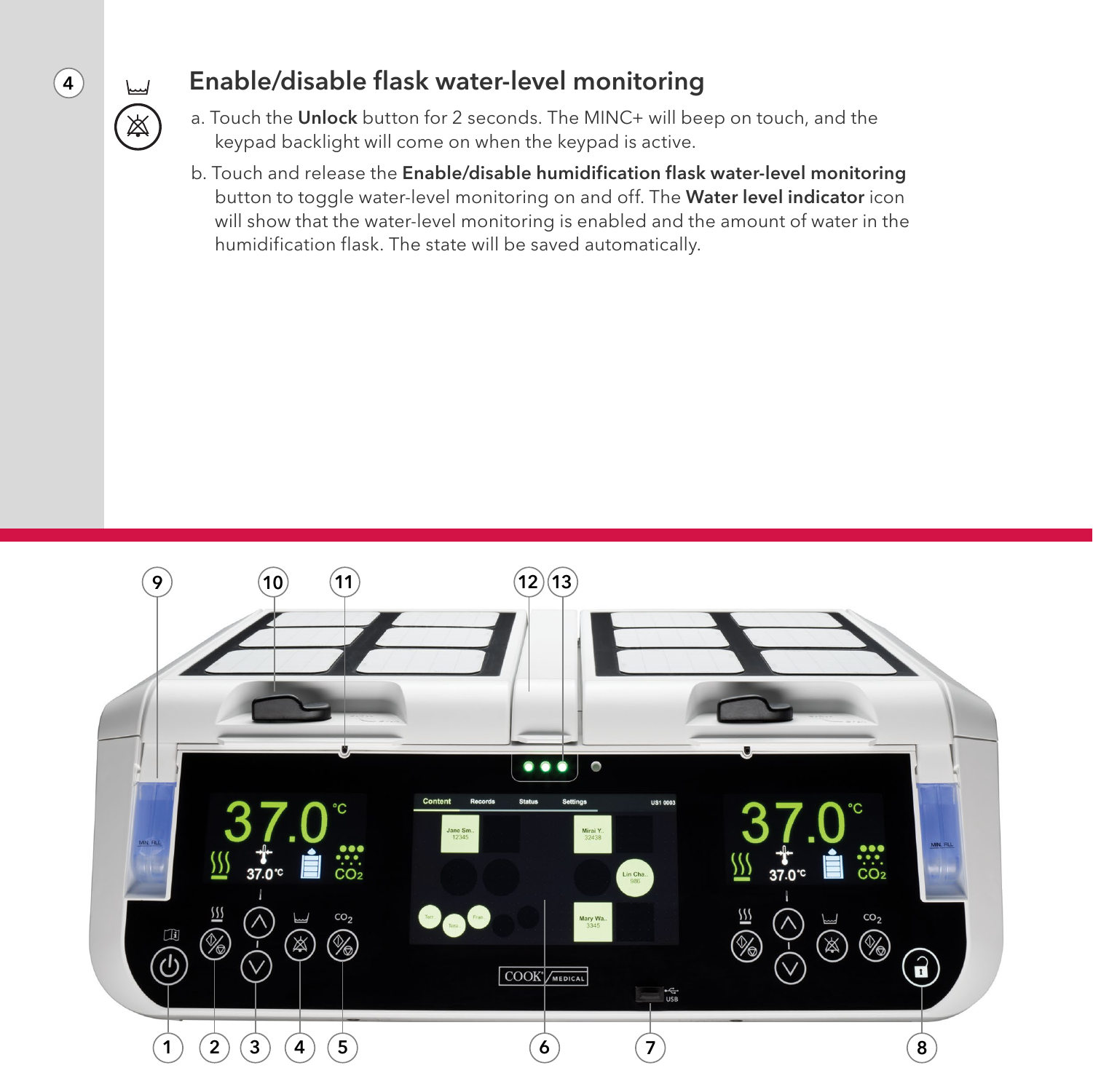4

## Enable/disable flask water-level monitoring

a. Touch the **Unlock** button for 2 seconds. The MINC+ will beep on touch, and the keypad backlight will come on when the keypad is active.

b. Touch and release the **Enable/disable humidification flask water-level monitoring** button to toggle water-level monitoring on and off. The **Water level indicator** icon will show that the water-level monitoring is enabled and the amount of water in the humidification flask. The state will be saved automatically.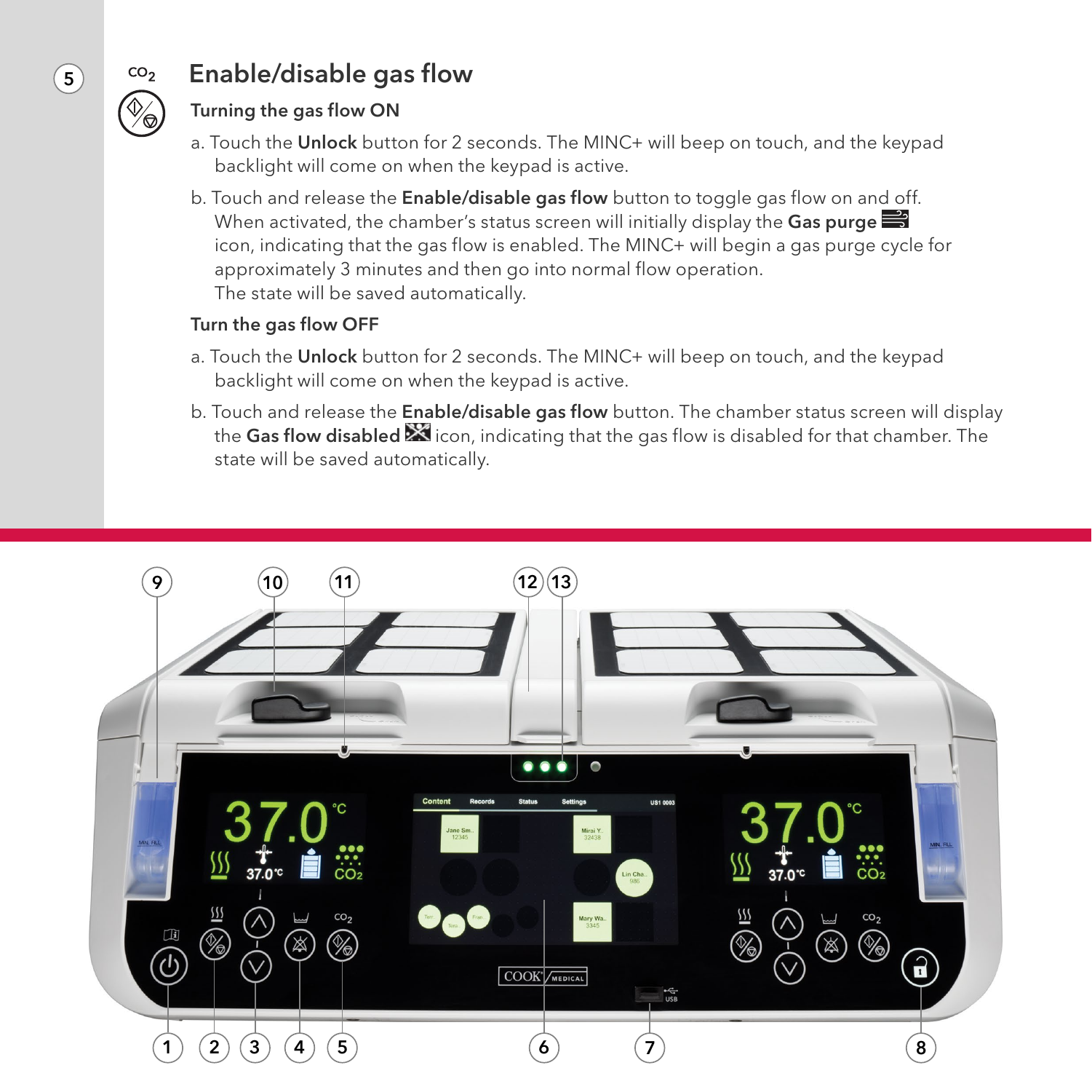5

$CO_2$

## Enable/disable gas flow

### Turning the gas flow ON

a. Touch the **Unlock** button for 2 seconds. The MINC+ will beep on touch, and the keypad backlight will come on when the keypad is active.

b. Touch and release the **Enable/disable gas flow** button to toggle gas flow on and off. When activated, the chamber's status screen will initially display the **Gas purge** icon, indicating that the gas flow is enabled. The MINC+ will begin a gas purge cycle for approximately 3 minutes and then go into normal flow operation. The state will be saved automatically.

### Turn the gas flow OFF

a. Touch the **Unlock** button for 2 seconds. The MINC+ will beep on touch, and the keypad backlight will come on when the keypad is active.

b. Touch and release the **Enable/disable gas flow** button. The chamber status screen will display the **Gas flow disabled** icon, indicating that the gas flow is disabled for that chamber. The state will be saved automatically.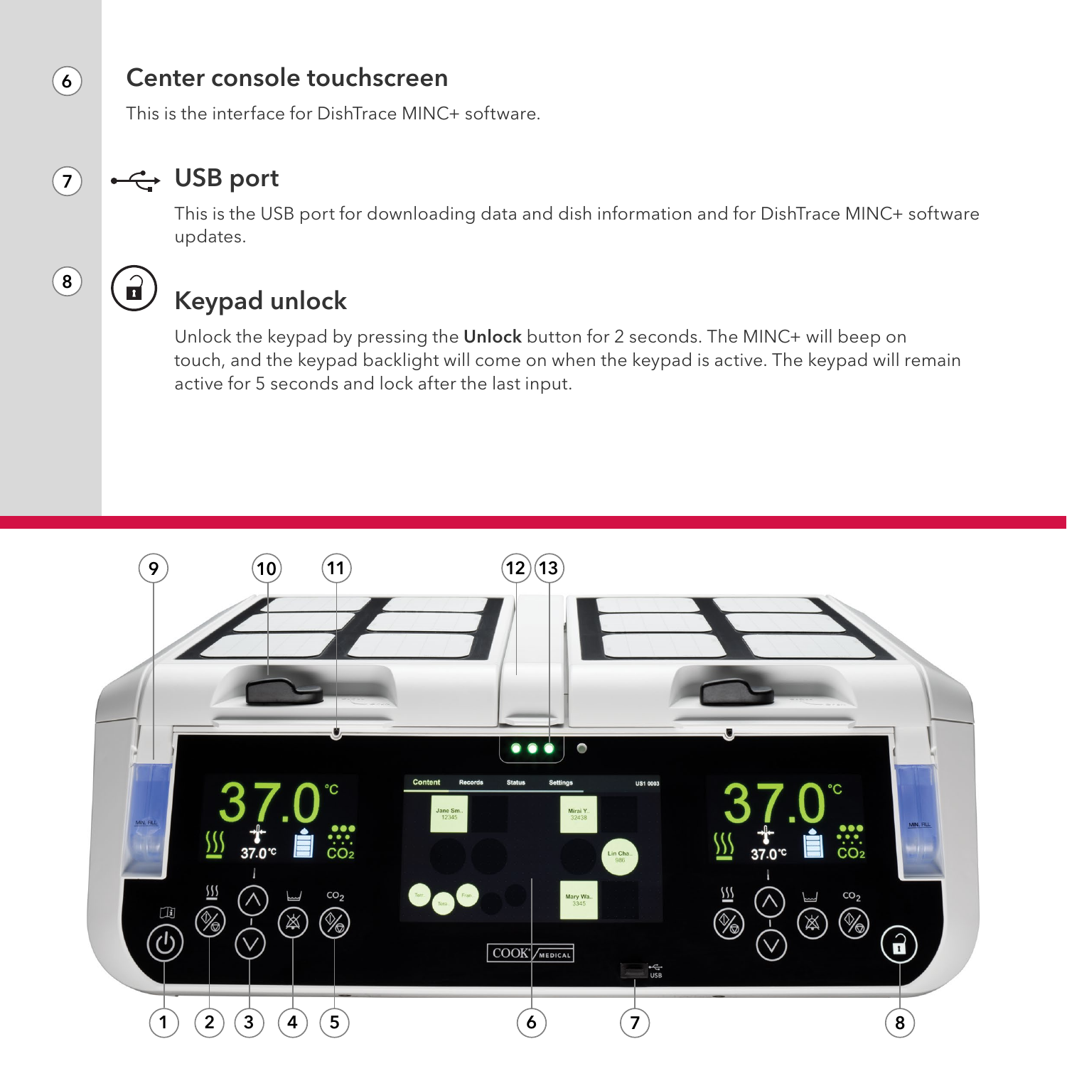## 6 Center console touchscreen

This is the interface for DishTrace MINC+ software.

## 7 USB port

This is the USB port for downloading data and dish information and for DishTrace MINC+ software updates.

## 8 Keypad unlock

Unlock the keypad by pressing the **Unlock** button for 2 seconds. The MINC+ will beep on touch, and the keypad backlight will come on when the keypad is active. The keypad will remain active for 5 seconds and lock after the last input.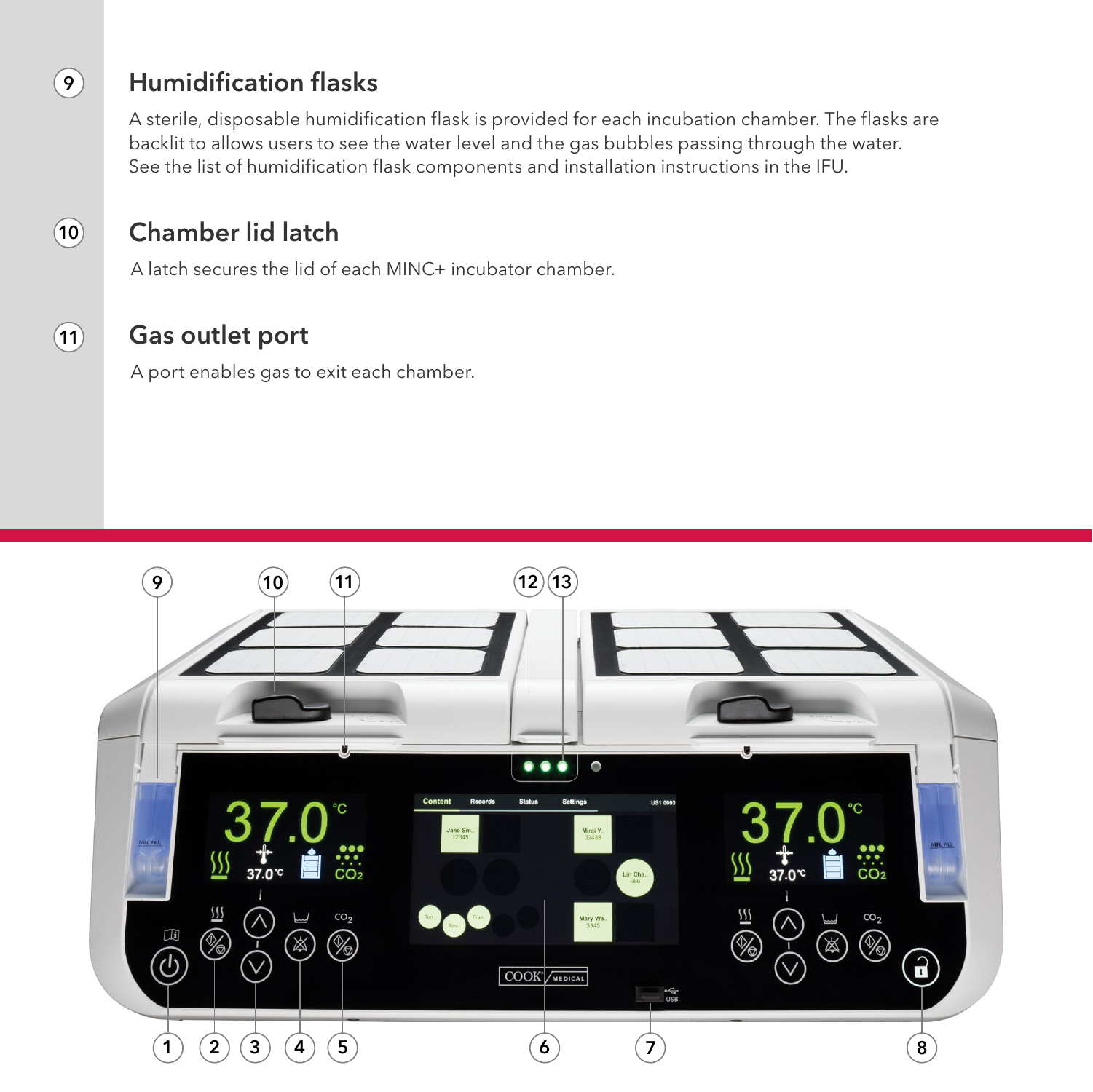## 9 Humidification flasks

A sterile, disposable humidification flask is provided for each incubation chamber. The flasks are backlit to allows users to see the water level and the gas bubbles passing through the water. See the list of humidification flask components and installation instructions in the IFU.

## 10 Chamber lid latch

A latch secures the lid of each MINC+ incubator chamber.

## 11 Gas outlet port

A port enables gas to exit each chamber.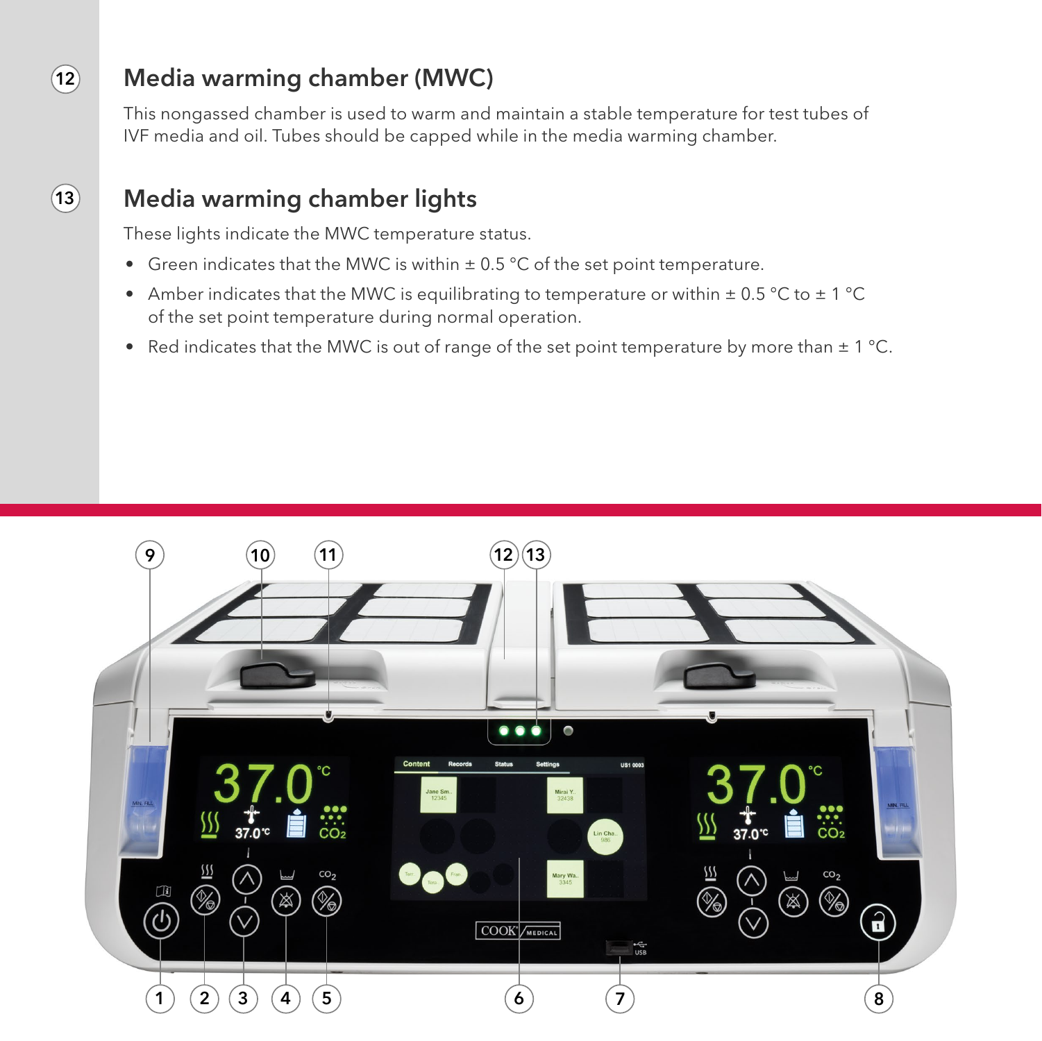## 12 Media warming chamber (MWC)

This nongassed chamber is used to warm and maintain a stable temperature for test tubes of IVF media and oil. Tubes should be capped while in the media warming chamber.

## 13 Media warming chamber lights

These lights indicate the MWC temperature status.

- Green indicates that the MWC is within ± 0.5 °C of the set point temperature.
- Amber indicates that the MWC is equilibrating to temperature or within ± 0.5 °C to ± 1 °C of the set point temperature during normal operation.
- Red indicates that the MWC is out of range of the set point temperature by more than ± 1 °C.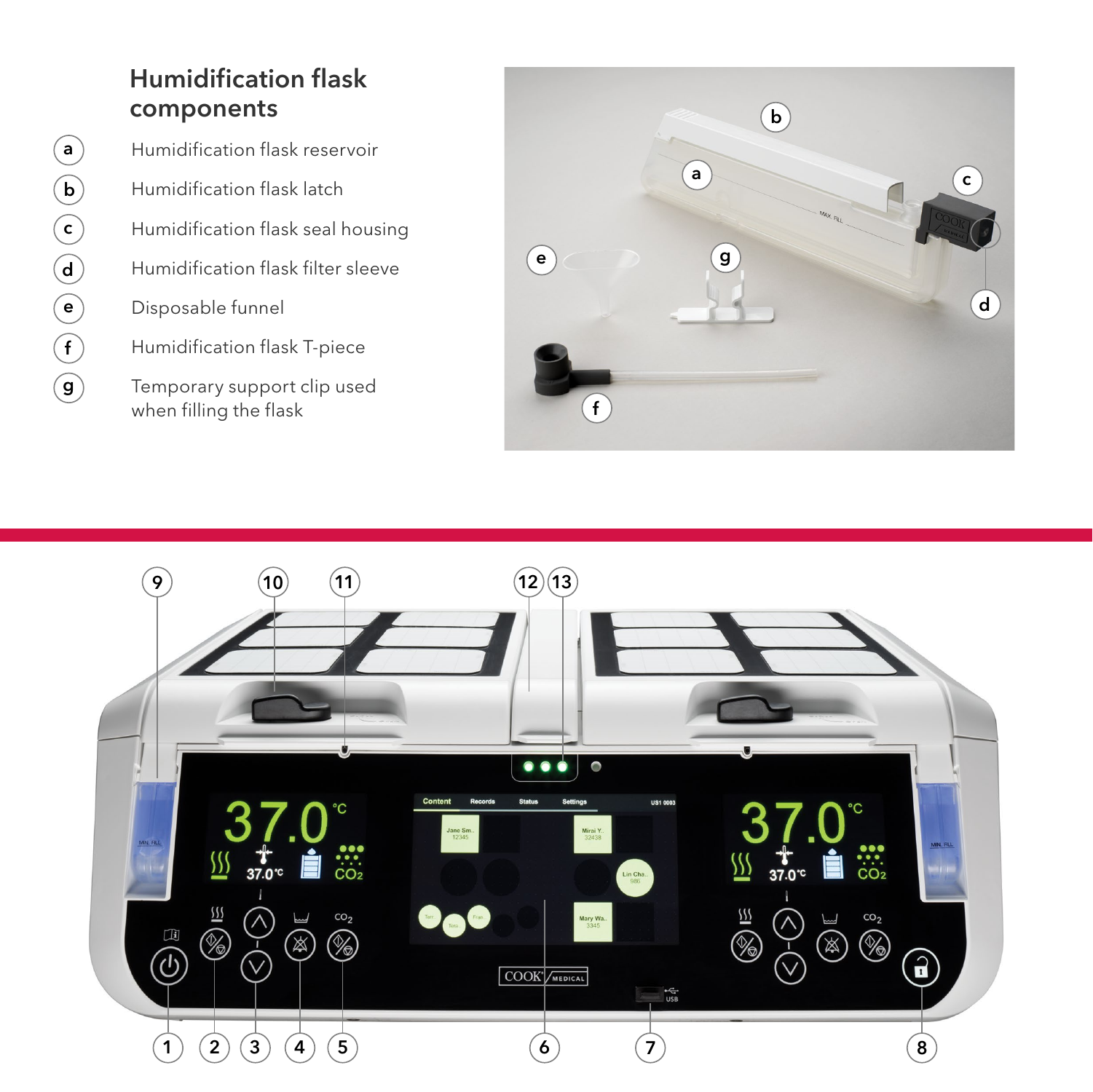## Humidification flask components

- a Humidification flask reservoir
- b Humidification flask latch
- c Humidification flask seal housing
- d Humidification flask filter sleeve
- e Disposable funnel
- f Humidification flask T-piece
- g Temporary support clip used when filling the flask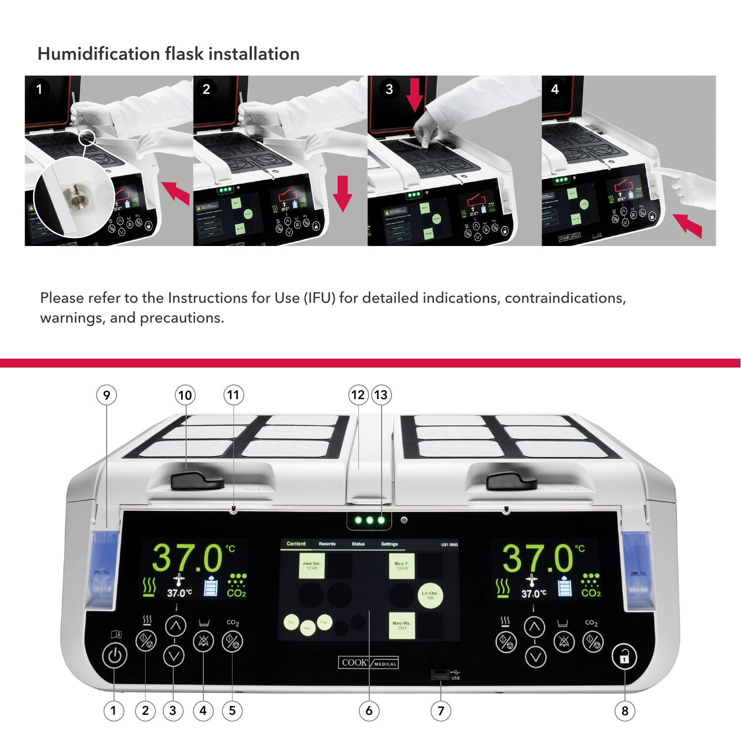## Humidification flask installation

Please refer to the Instructions for Use (IFU) for detailed indications, contraindications, warnings, and precautions.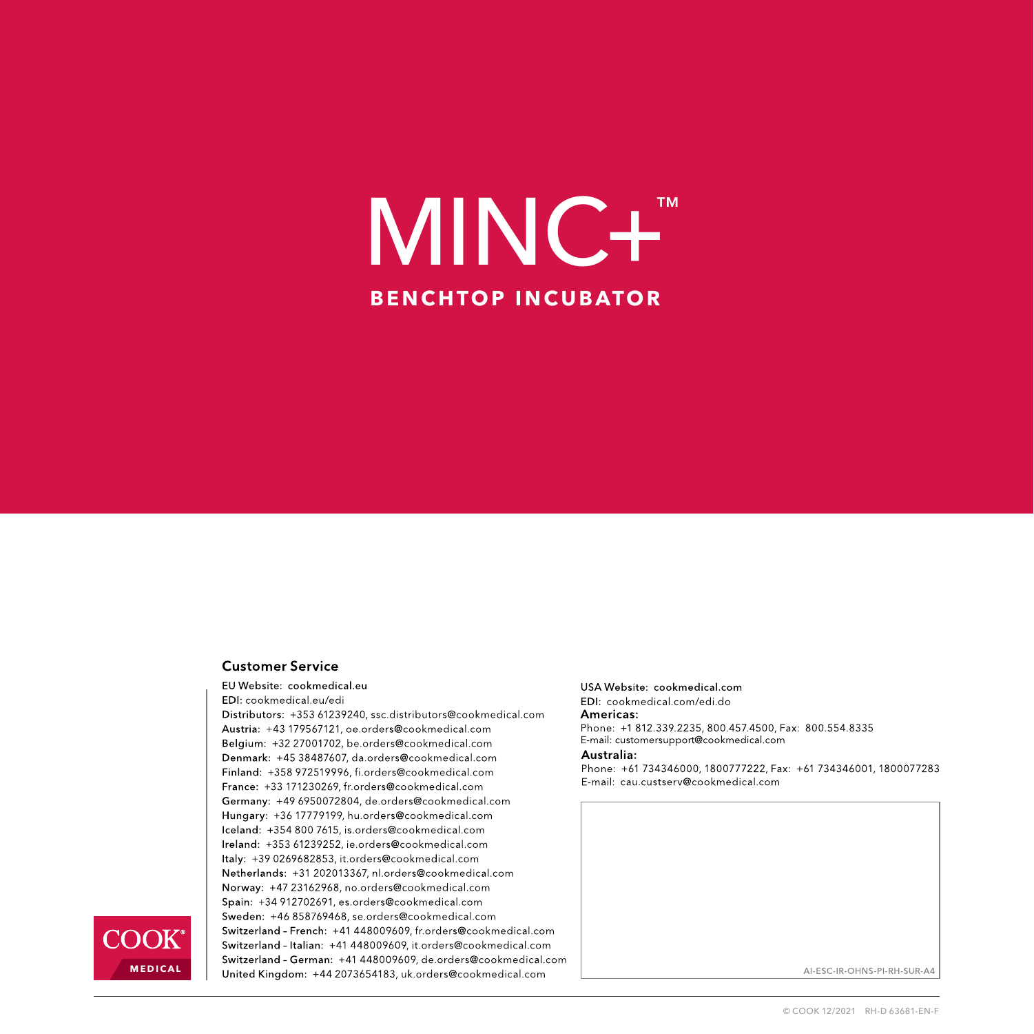# MINC+™

## BENCHTOP INCUBATOR

### Customer Service

**EU Website:** **cookmedical.eu**
**EDI:** cookmedical.eu/edi
**Distributors:** +353 61239240, ssc.distributors@cookmedical.com
**Austria:** +43 179567121, oe.orders@cookmedical.com
**Belgium:** +32 27001702, be.orders@cookmedical.com
**Denmark:** +45 38487607, da.orders@cookmedical.com
**Finland:** +358 972519996, fi.orders@cookmedical.com
**France:** +33 171230269, fr.orders@cookmedical.com
**Germany:** +49 6950072804, de.orders@cookmedical.com
**Hungary:** +36 17779199, hu.orders@cookmedical.com
**Iceland:** +354 800 7615, is.orders@cookmedical.com
**Ireland:** +353 61239252, ie.orders@cookmedical.com
**Italy:** +39 0269682853, it.orders@cookmedical.com
**Netherlands:** +31 202013367, nl.orders@cookmedical.com
**Norway:** +47 23162968, no.orders@cookmedical.com
**Spain:** +34 912702691, es.orders@cookmedical.com
**Sweden:** +46 858769468, se.orders@cookmedical.com
**Switzerland - French:** +41 448009609, fr.orders@cookmedical.com
**Switzerland - Italian:** +41 448009609, it.orders@cookmedical.com
**Switzerland - German:** +41 448009609, de.orders@cookmedical.com
**United Kingdom:** +44 2073654183, uk.orders@cookmedical.com

**USA Website:** **cookmedical.com**
**EDI:** cookmedical.com/edi.do

**Americas:**
Phone: +1 812.339.2235, 800.457.4500, Fax: 800.554.8335
E-mail: customersupport@cookmedical.com

**Australia:**
Phone: +61 734346000, 1800777222, Fax: +61 734346001, 1800077283
E-mail: cau.custserv@cookmedical.com

AI-ESC-IR-OHNS-PI-RH-SUR-A4

COOK® MEDICAL

© COOK 12/2021 RH-D 63681-EN-F